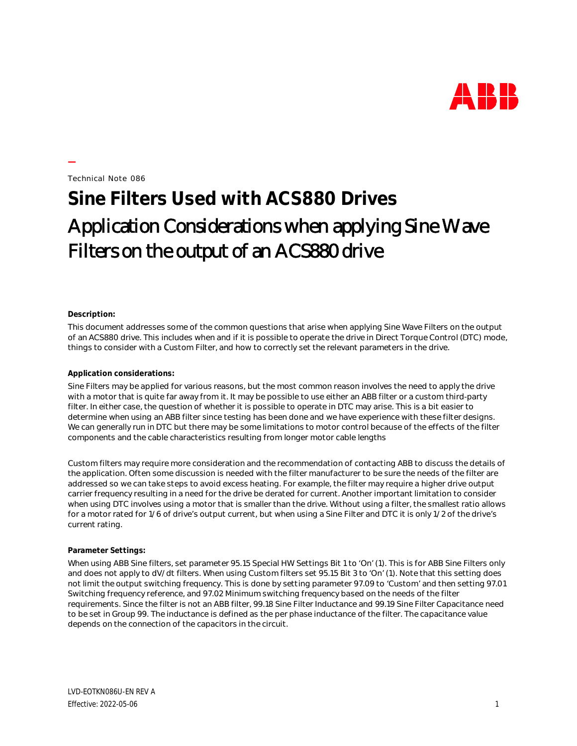Technical Note 086

# Sine Filters Used with ACS880 Drives

## Application Considerations when applying Sine Wave Filters on the output of an ACS880 drive

**Description:**

This document addresses some of the common questions that arise when applying Sine Wave Filters on the output of an ACS880 drive. This includes when and if it is possible to operate the drive in Direct Torque Control (DTC) mode, things to consider with a Custom Filter, and how to correctly set the relevant parameters in the drive.

**Application considerations:**

Sine Filters may be applied for various reasons, but the most common reason involves the need to apply the drive with a motor that is quite far away from it. It may be possible to use either an ABB filter or a custom third-party filter. In either case, the question of whether it is possible to operate in DTC may arise. This is a bit easier to determine when using an ABB filter since testing has been done and we have experience with these filter designs. We can generally run in DTC but there may be some limitations to motor control because of the effects of the filter components and the cable characteristics resulting from longer motor cable lengths

Custom filters may require more consideration and the recommendation of contacting ABB to discuss the details of the application. Often some discussion is needed with the filter manufacturer to be sure the needs of the filter are addressed so we can take steps to avoid excess heating. For example, the filter may require a higher drive output carrier frequency resulting in a need for the drive be derated for current. Another important limitation to consider when using DTC involves using a motor that is smaller than the drive. Without using a filter, the smallest ratio allows for a motor rated for 1/6 of drive's output current, but when using a Sine Filter and DTC it is only 1/2 of the drive's current rating.

**Parameter Settings:**

When using ABB Sine filters, set parameter 95.15 Special HW Settings Bit 1 to 'On' (1). This is for ABB Sine Filters only and does not apply to dV/dt filters. When using Custom filters set 95.15 Bit 3 to 'On' (1). Note that this setting does not limit the output switching frequency. This is done by setting parameter 97.09 to 'Custom' and then setting 97.01 Switching frequency reference, and 97.02 Minimum switching frequency based on the needs of the filter requirements. Since the filter is not an ABB filter, 99.18 Sine Filter Inductance and 99.19 Sine Filter Capacitance need to be set in Group 99. The inductance is defined as the per phase inductance of the filter. The capacitance value depends on the connection of the capacitors in the circuit.

LVD-EOTKN086U-EN REV A
Effective: 2022-05-06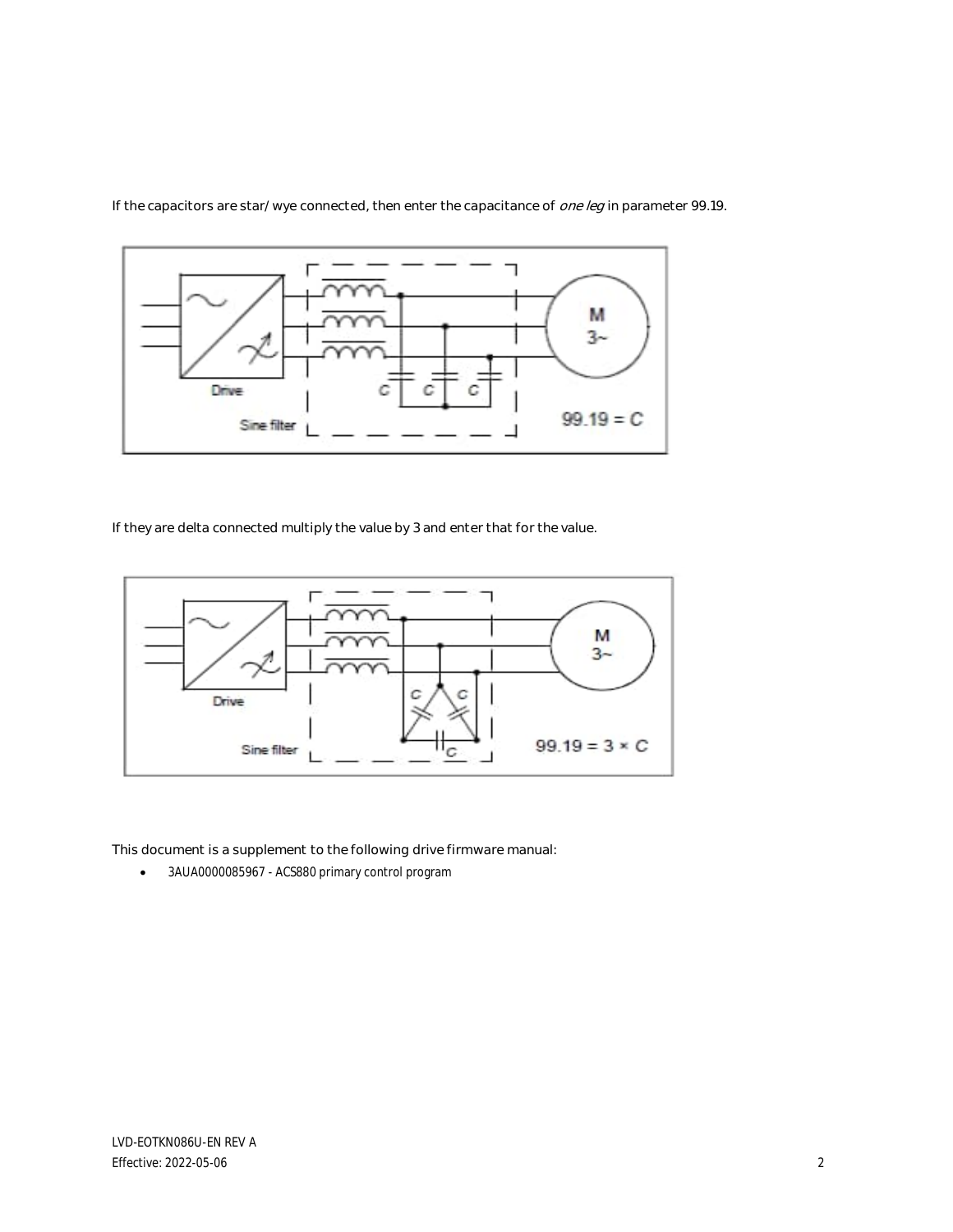If the capacitors are star/wye connected, then enter the capacitance of *one leg* in parameter 99.19.

Drive

Sine filter

C C C

M
3~

99.19 = C

If they are delta connected multiply the value by 3 and enter that for the value.

Drive

Sine filter

C C C

M
3~

99.19 = 3 × C

This document is a supplement to the following drive firmware manual:

- 3AUA0000085967 - ACS880 primary control program